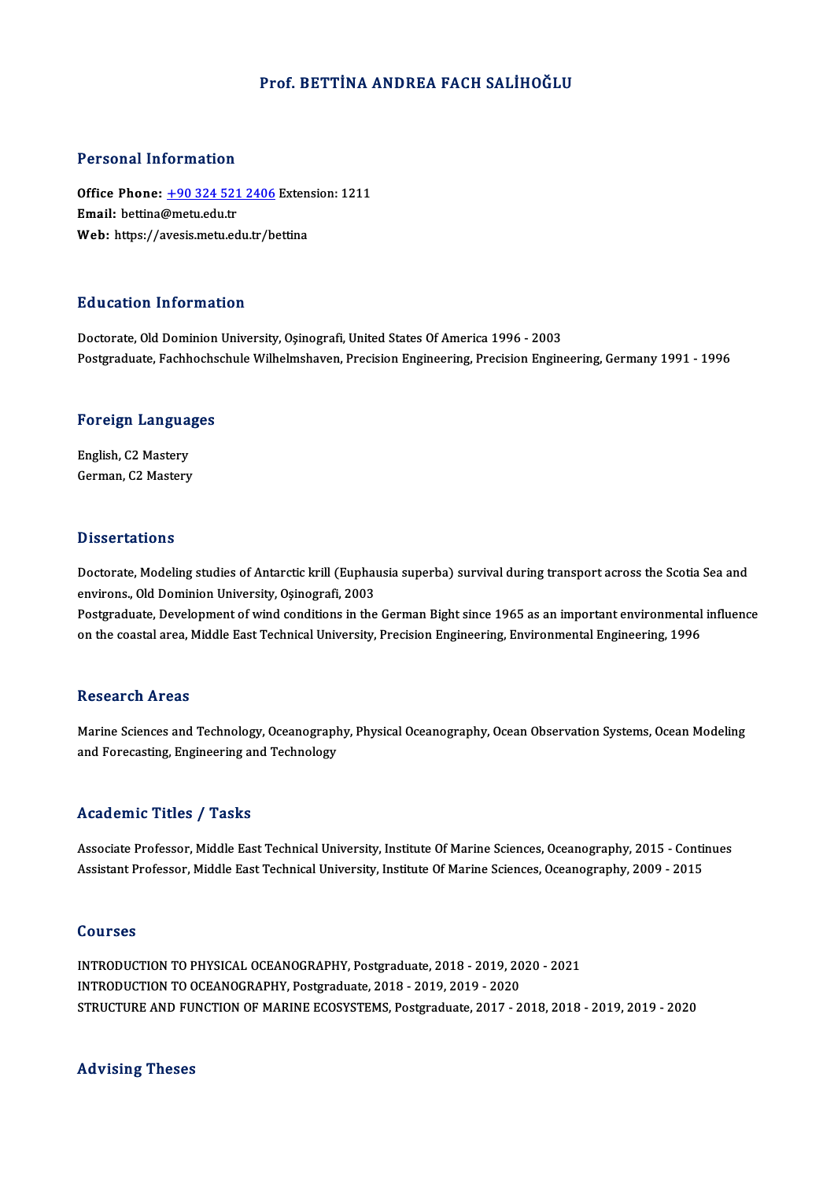# Prof. BETTİNA ANDREA FACH SALİHOĞLU

## Personal Information

**Office Phone:** +90 324 521 2406 Extension: 1211
**Email:** bettina@metu.edu.tr
**Web:** https://avesis.metu.edu.tr/bettina

## Education Information

Doctorate, Old Dominion University, Oşinografi, United States Of America 1996 - 2003
Postgraduate, Fachhochschule Wilhelmshaven, Precision Engineering, Precision Engineering, Germany 1991 - 1996

## Foreign Languages

English, C2 Mastery
German, C2 Mastery

## Dissertations

Doctorate, Modeling studies of Antarctic krill (Euphausia superba) survival during transport across the Scotia Sea and environs., Old Dominion University, Oşinografi, 2003
Postgraduate, Development of wind conditions in the German Bight since 1965 as an important environmental influence on the coastal area, Middle East Technical University, Precision Engineering, Environmental Engineering, 1996

## Research Areas

Marine Sciences and Technology, Oceanography, Physical Oceanography, Ocean Observation Systems, Ocean Modeling and Forecasting, Engineering and Technology

## Academic Titles / Tasks

Associate Professor, Middle East Technical University, Institute Of Marine Sciences, Oceanography, 2015 - Continues
Assistant Professor, Middle East Technical University, Institute Of Marine Sciences, Oceanography, 2009 - 2015

## Courses

INTRODUCTION TO PHYSICAL OCEANOGRAPHY, Postgraduate, 2018 - 2019, 2020 - 2021
INTRODUCTION TO OCEANOGRAPHY, Postgraduate, 2018 - 2019, 2019 - 2020
STRUCTURE AND FUNCTION OF MARINE ECOSYSTEMS, Postgraduate, 2017 - 2018, 2018 - 2019, 2019 - 2020

## Advising Theses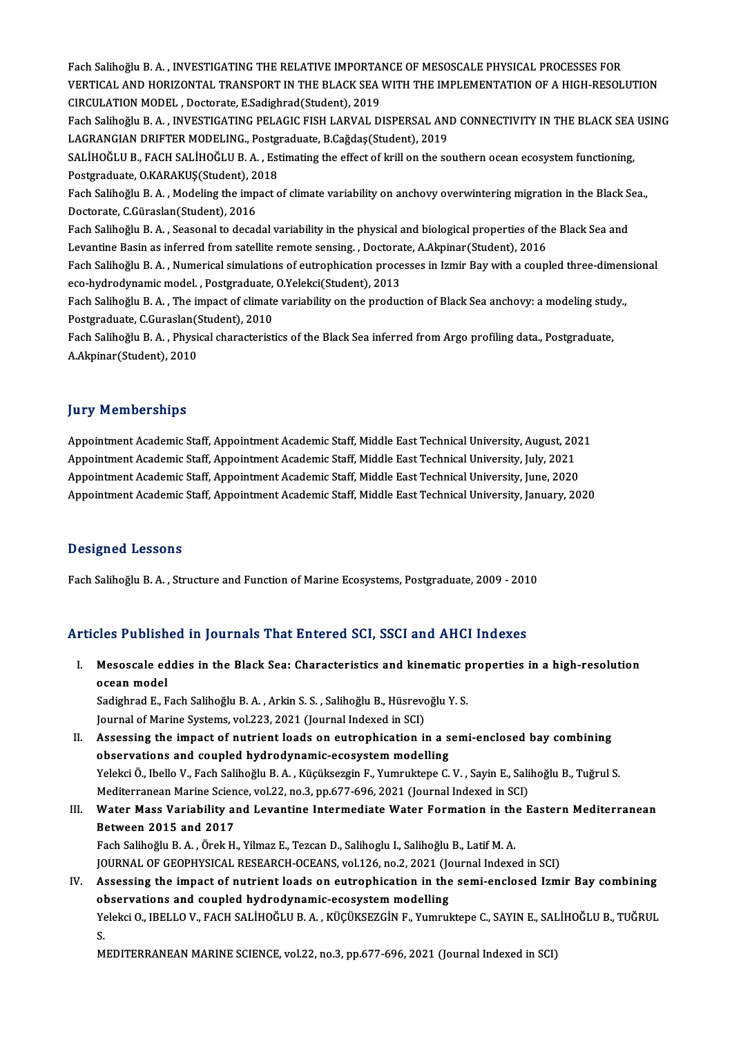Fach Salihoğlu B. A. , INVESTIGATING THE RELATIVE IMPORTANCE OF MESOSCALE PHYSICAL PROCESSES FOR VERTICAL AND HORIZONTAL TRANSPORT IN THE BLACK SEA WITH THE IMPLEMENTATION OF A HIGH-RESOLUTION CIRCULATION MODEL , Doctorate, E.Sadighrad(Student), 2019

Fach Salihoğlu B. A. , INVESTIGATING PELAGIC FISH LARVAL DISPERSAL AND CONNECTIVITY IN THE BLACK SEA USING LAGRANGIAN DRIFTER MODELING., Postgraduate, B.Cağdaş(Student), 2019

SALİHOĞLU B., FACH SALİHOĞLU B. A. , Estimating the effect of krill on the southern ocean ecosystem functioning, Postgraduate, O.KARAKUŞ(Student), 2018

Fach Salihoğlu B. A. , Modeling the impact of climate variability on anchovy overwintering migration in the Black Sea., Doctorate, C.Güraslan(Student), 2016

Fach Salihoğlu B. A. , Seasonal to decadal variability in the physical and biological properties of the Black Sea and Levantine Basin as inferred from satellite remote sensing. , Doctorate, A.Akpinar(Student), 2016

Fach Salihoğlu B. A. , Numerical simulations of eutrophication processes in Izmir Bay with a coupled three-dimensional eco-hydrodynamic model. , Postgraduate, O.Yelekci(Student), 2013

Fach Salihoğlu B. A. , The impact of climate variability on the production of Black Sea anchovy: a modeling study., Postgraduate, C.Guraslan(Student), 2010

Fach Salihoğlu B. A. , Physical characteristics of the Black Sea inferred from Argo profiling data., Postgraduate, A.Akpinar(Student), 2010

## Jury Memberships

Appointment Academic Staff, Appointment Academic Staff, Middle East Technical University, August, 2021

Appointment Academic Staff, Appointment Academic Staff, Middle East Technical University, July, 2021

Appointment Academic Staff, Appointment Academic Staff, Middle East Technical University, June, 2020

Appointment Academic Staff, Appointment Academic Staff, Middle East Technical University, January, 2020

## Designed Lessons

Fach Salihoğlu B. A. , Structure and Function of Marine Ecosystems, Postgraduate, 2009 - 2010

## Articles Published in Journals That Entered SCI, SSCI and AHCI Indexes

I. **Mesoscale eddies in the Black Sea: Characteristics and kinematic properties in a high-resolution ocean model**
   Sadighrad E., Fach Salihoğlu B. A. , Arkin S. S. , Salihoğlu B., Hüsrevoğlu Y. S.
   Journal of Marine Systems, vol.223, 2021 (Journal Indexed in SCI)

II. **Assessing the impact of nutrient loads on eutrophication in a semi-enclosed bay combining observations and coupled hydrodynamic-ecosystem modelling**
   Yelekci Ö., Ibello V., Fach Salihoğlu B. A. , Küçüksezgin F., Yumruktepe C. V. , Sayin E., Salihoğlu B., Tuğrul S.
   Mediterranean Marine Science, vol.22, no.3, pp.677-696, 2021 (Journal Indexed in SCI)

III. **Water Mass Variability and Levantine Intermediate Water Formation in the Eastern Mediterranean Between 2015 and 2017**
   Fach Salihoğlu B. A. , Örek H., Yilmaz E., Tezcan D., Salihoglu I., Salihoğlu B., Latif M. A.
   JOURNAL OF GEOPHYSICAL RESEARCH-OCEANS, vol.126, no.2, 2021 (Journal Indexed in SCI)

IV. **Assessing the impact of nutrient loads on eutrophication in the semi-enclosed Izmir Bay combining observations and coupled hydrodynamic-ecosystem modelling**
   Yelekci O., IBELLO V., FACH SALİHOĞLU B. A. , KÜÇÜKSEZGİN F., Yumruktepe C., SAYIN E., SALİHOĞLU B., TUĞRUL S.
   MEDITERRANEAN MARINE SCIENCE, vol.22, no.3, pp.677-696, 2021 (Journal Indexed in SCI)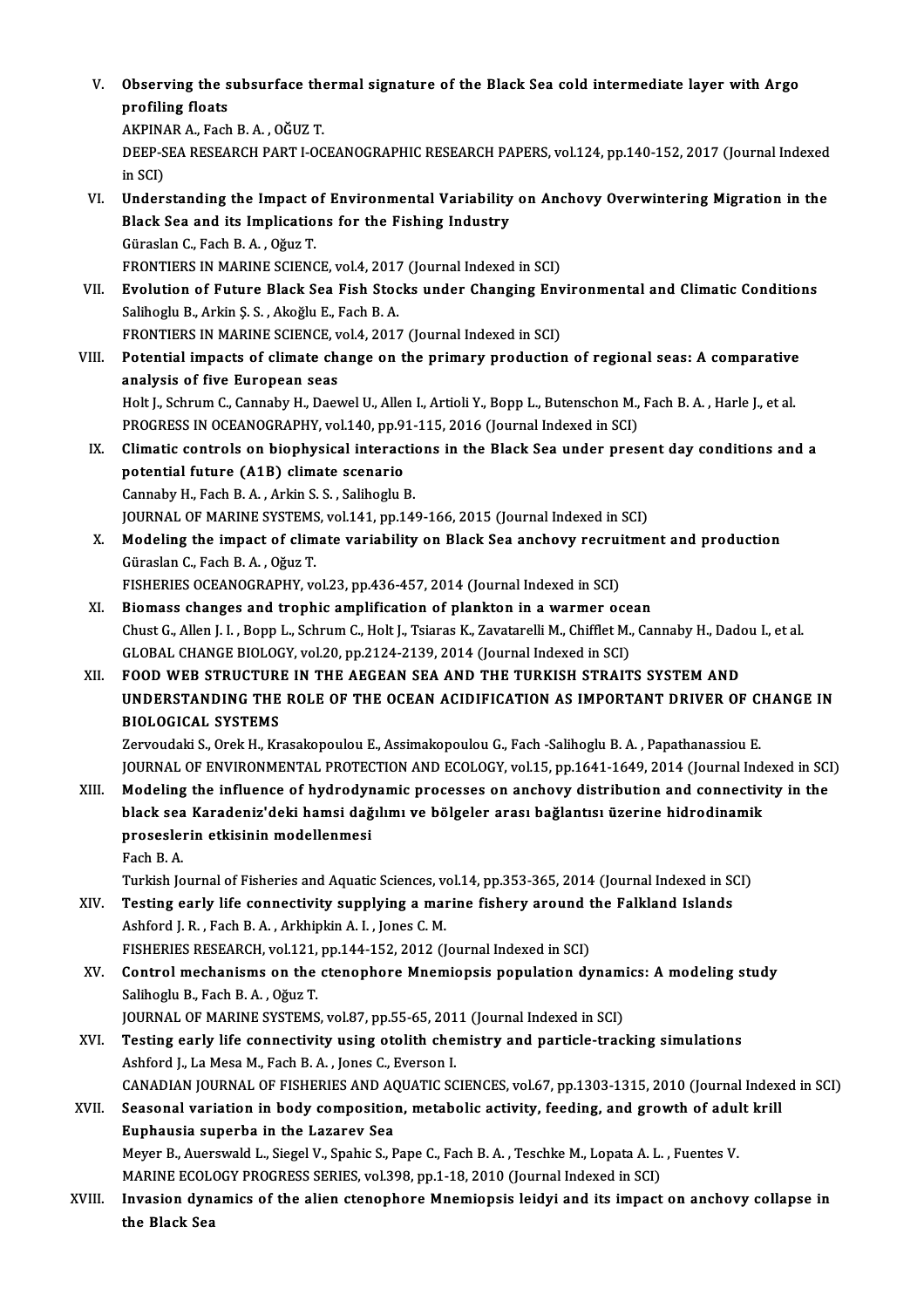V. **Observing the subsurface thermal signature of the Black Sea cold intermediate layer with Argo profiling floats**
AKPINAR A., Fach B. A. , OĞUZ T.
DEEP-SEA RESEARCH PART I-OCEANOGRAPHIC RESEARCH PAPERS, vol.124, pp.140-152, 2017 (Journal Indexed in SCI)

VI. **Understanding the Impact of Environmental Variability on Anchovy Overwintering Migration in the Black Sea and its Implications for the Fishing Industry**
Güraslan C., Fach B. A. , Oğuz T.
FRONTIERS IN MARINE SCIENCE, vol.4, 2017 (Journal Indexed in SCI)

VII. **Evolution of Future Black Sea Fish Stocks under Changing Environmental and Climatic Conditions**
Salihoglu B., Arkin Ş. S. , Akoğlu E., Fach B. A.
FRONTIERS IN MARINE SCIENCE, vol.4, 2017 (Journal Indexed in SCI)

VIII. **Potential impacts of climate change on the primary production of regional seas: A comparative analysis of five European seas**
Holt J., Schrum C., Cannaby H., Daewel U., Allen I., Artioli Y., Bopp L., Butenschon M., Fach B. A. , Harle J., et al.
PROGRESS IN OCEANOGRAPHY, vol.140, pp.91-115, 2016 (Journal Indexed in SCI)

IX. **Climatic controls on biophysical interactions in the Black Sea under present day conditions and a potential future (A1B) climate scenario**
Cannaby H., Fach B. A. , Arkin S. S. , Salihoglu B.
JOURNAL OF MARINE SYSTEMS, vol.141, pp.149-166, 2015 (Journal Indexed in SCI)

X. **Modeling the impact of climate variability on Black Sea anchovy recruitment and production**
Güraslan C., Fach B. A. , Oğuz T.
FISHERIES OCEANOGRAPHY, vol.23, pp.436-457, 2014 (Journal Indexed in SCI)

XI. **Biomass changes and trophic amplification of plankton in a warmer ocean**
Chust G., Allen J. I. , Bopp L., Schrum C., Holt J., Tsiaras K., Zavatarelli M., Chifflet M., Cannaby H., Dadou I., et al.
GLOBAL CHANGE BIOLOGY, vol.20, pp.2124-2139, 2014 (Journal Indexed in SCI)

XII. **FOOD WEB STRUCTURE IN THE AEGEAN SEA AND THE TURKISH STRAITS SYSTEM AND UNDERSTANDING THE ROLE OF THE OCEAN ACIDIFICATION AS IMPORTANT DRIVER OF CHANGE IN BIOLOGICAL SYSTEMS**
Zervoudaki S., Orek H., Krasakopoulou E., Assimakopoulou G., Fach -Salihoglu B. A. , Papathanassiou E.
JOURNAL OF ENVIRONMENTAL PROTECTION AND ECOLOGY, vol.15, pp.1641-1649, 2014 (Journal Indexed in SCI)

XIII. **Modeling the influence of hydrodynamic processes on anchovy distribution and connectivity in the black sea Karadeniz'deki hamsi dağılımı ve bölgeler arası bağlantısı üzerine hidrodinamik proseslerin etkisinin modellenmesi**
Fach B. A.
Turkish Journal of Fisheries and Aquatic Sciences, vol.14, pp.353-365, 2014 (Journal Indexed in SCI)

XIV. **Testing early life connectivity supplying a marine fishery around the Falkland Islands**
Ashford J. R. , Fach B. A. , Arkhipkin A. I. , Jones C. M.
FISHERIES RESEARCH, vol.121, pp.144-152, 2012 (Journal Indexed in SCI)

XV. **Control mechanisms on the ctenophore Mnemiopsis population dynamics: A modeling study**
Salihoglu B., Fach B. A. , Oğuz T.
JOURNAL OF MARINE SYSTEMS, vol.87, pp.55-65, 2011 (Journal Indexed in SCI)

XVI. **Testing early life connectivity using otolith chemistry and particle-tracking simulations**
Ashford J., La Mesa M., Fach B. A. , Jones C., Everson I.
CANADIAN JOURNAL OF FISHERIES AND AQUATIC SCIENCES, vol.67, pp.1303-1315, 2010 (Journal Indexed in SCI)

XVII. **Seasonal variation in body composition, metabolic activity, feeding, and growth of adult krill Euphausia superba in the Lazarev Sea**
Meyer B., Auerswald L., Siegel V., Spahic S., Pape C., Fach B. A. , Teschke M., Lopata A. L. , Fuentes V.
MARINE ECOLOGY PROGRESS SERIES, vol.398, pp.1-18, 2010 (Journal Indexed in SCI)

XVIII. **Invasion dynamics of the alien ctenophore Mnemiopsis leidyi and its impact on anchovy collapse in the Black Sea**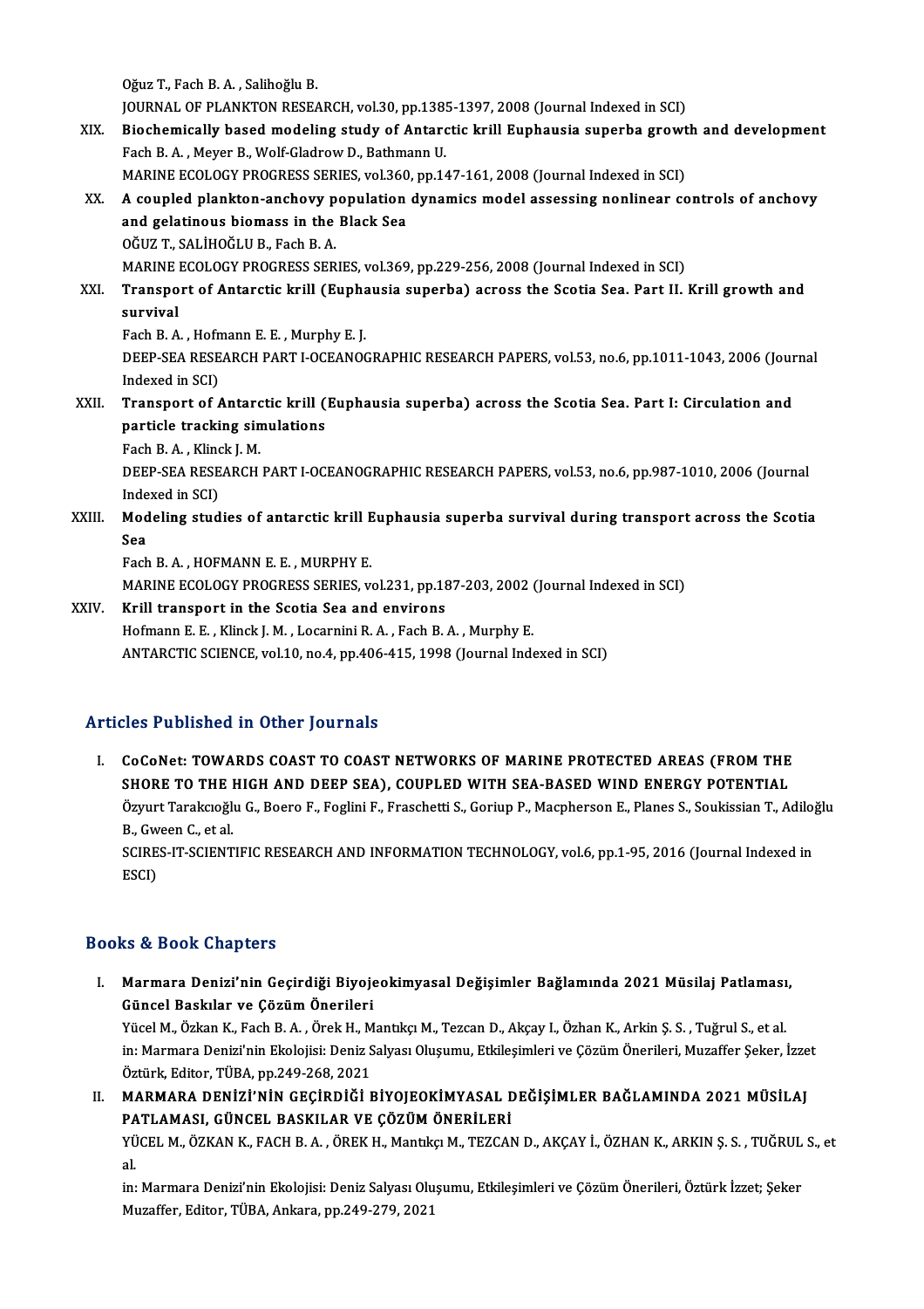Oğuz T., Fach B. A. , Salihoğlu B.
JOURNAL OF PLANKTON RESEARCH, vol.30, pp.1385-1397, 2008 (Journal Indexed in SCI)

XIX. **Biochemically based modeling study of Antarctic krill Euphausia superba growth and development**
Fach B. A. , Meyer B., Wolf-Gladrow D., Bathmann U.
MARINE ECOLOGY PROGRESS SERIES, vol.360, pp.147-161, 2008 (Journal Indexed in SCI)

XX. **A coupled plankton-anchovy population dynamics model assessing nonlinear controls of anchovy and gelatinous biomass in the Black Sea**
OĞUZ T., SALİHOĞLU B., Fach B. A.
MARINE ECOLOGY PROGRESS SERIES, vol.369, pp.229-256, 2008 (Journal Indexed in SCI)

XXI. **Transport of Antarctic krill (Euphausia superba) across the Scotia Sea. Part II. Krill growth and survival**
Fach B. A. , Hofmann E. E. , Murphy E. J.
DEEP-SEA RESEARCH PART I-OCEANOGRAPHIC RESEARCH PAPERS, vol.53, no.6, pp.1011-1043, 2006 (Journal Indexed in SCI)

XXII. **Transport of Antarctic krill (Euphausia superba) across the Scotia Sea. Part I: Circulation and particle tracking simulations**
Fach B. A. , Klinck J. M.
DEEP-SEA RESEARCH PART I-OCEANOGRAPHIC RESEARCH PAPERS, vol.53, no.6, pp.987-1010, 2006 (Journal Indexed in SCI)

XXIII. **Modeling studies of antarctic krill Euphausia superba survival during transport across the Scotia Sea**
Fach B. A. , HOFMANN E. E. , MURPHY E.
MARINE ECOLOGY PROGRESS SERIES, vol.231, pp.187-203, 2002 (Journal Indexed in SCI)

XXIV. **Krill transport in the Scotia Sea and environs**
Hofmann E. E. , Klinck J. M. , Locarnini R. A. , Fach B. A. , Murphy E.
ANTARCTIC SCIENCE, vol.10, no.4, pp.406-415, 1998 (Journal Indexed in SCI)

## Articles Published in Other Journals

I. **CoCoNet: TOWARDS COAST TO COAST NETWORKS OF MARINE PROTECTED AREAS (FROM THE SHORE TO THE HIGH AND DEEP SEA), COUPLED WITH SEA-BASED WIND ENERGY POTENTIAL**
Özyurt Tarakcıoğlu G., Boero F., Foglini F., Fraschetti S., Goriup P., Macpherson E., Planes S., Soukissian T., Adiloğlu B., Gween C., et al.
SCIRES-IT-SCIENTIFIC RESEARCH AND INFORMATION TECHNOLOGY, vol.6, pp.1-95, 2016 (Journal Indexed in ESCI)

## Books & Book Chapters

I. **Marmara Denizi'nin Geçirdiği Biyojeokimyasal Değişimler Bağlamında 2021 Müsilaj Patlaması, Güncel Baskılar ve Çözüm Önerileri**
Yücel M., Özkan K., Fach B. A. , Örek H., Mantıkçı M., Tezcan D., Akçay I., Özhan K., Arkin Ş. S. , Tuğrul S., et al.
in: Marmara Denizi'nin Ekolojisi: Deniz Salyası Oluşumu, Etkileşimleri ve Çözüm Önerileri, Muzaffer Şeker, İzzet Öztürk, Editor, TÜBA, pp.249-268, 2021

II. **MARMARA DENİZİ'NİN GEÇİRDİĞİ BİYOJEOKİMYASAL DEĞİŞİMLER BAĞLAMINDA 2021 MÜSİLAJ PATLAMASI, GÜNCEL BASKILAR VE ÇÖZÜM ÖNERİLERİ**
YÜCEL M., ÖZKAN K., FACH B. A. , ÖREK H., Mantıkçı M., TEZCAN D., AKÇAY İ., ÖZHAN K., ARKIN Ş. S. , TUĞRUL S., et al.
in: Marmara Denizi'nin Ekolojisi: Deniz Salyası Oluşumu, Etkileşimleri ve Çözüm Önerileri, Öztürk İzzet; Şeker Muzaffer, Editor, TÜBA, Ankara, pp.249-279, 2021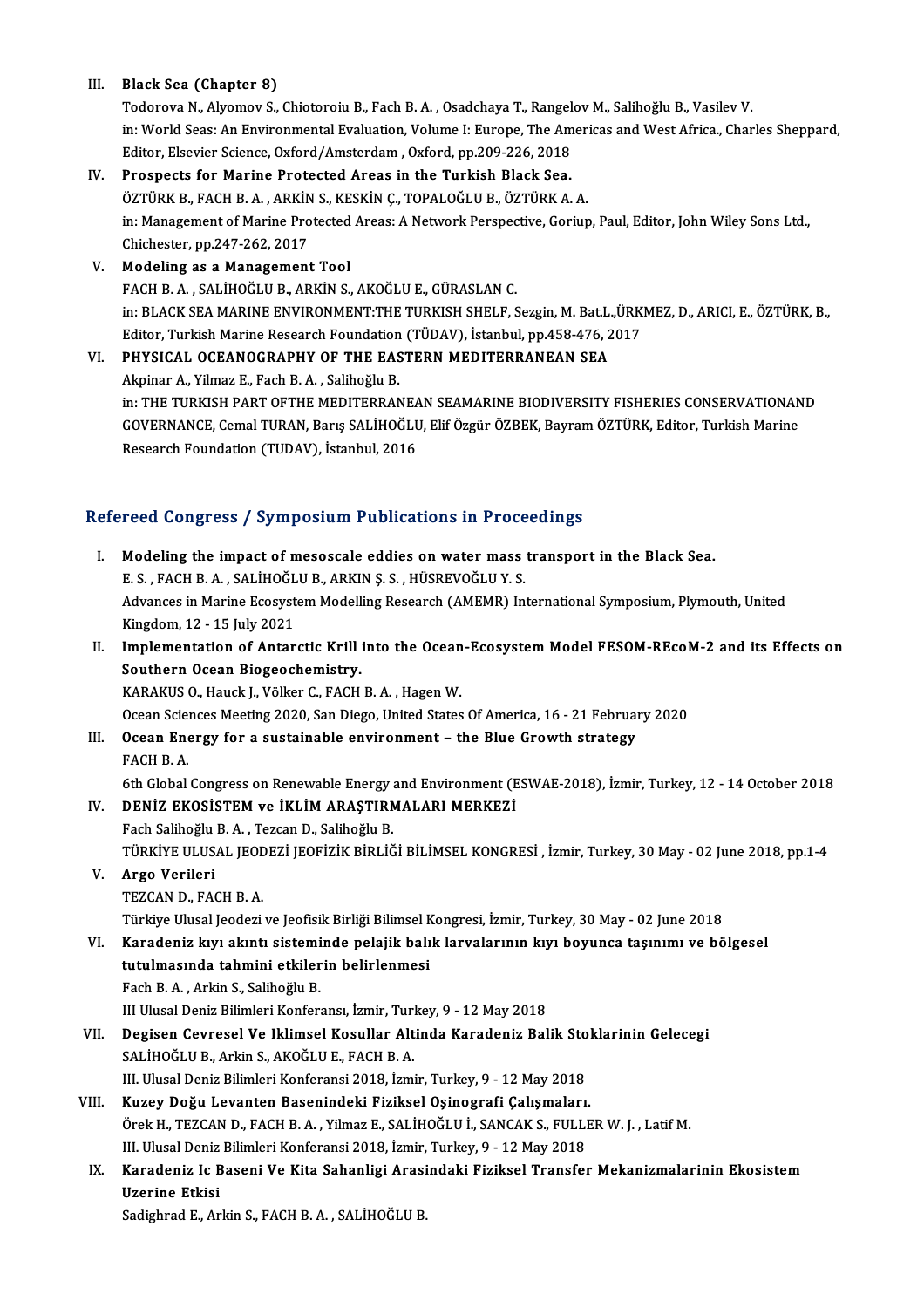III. **Black Sea (Chapter 8)**
Todorova N., Alyomov S., Chiotoroiu B., Fach B. A. , Osadchaya T., Rangelov M., Salihoğlu B., Vasilev V.
in: World Seas: An Environmental Evaluation, Volume I: Europe, The Americas and West Africa., Charles Sheppard, Editor, Elsevier Science, Oxford/Amsterdam , Oxford, pp.209-226, 2018

IV. **Prospects for Marine Protected Areas in the Turkish Black Sea.**
ÖZTÜRK B., FACH B. A. , ARKİN S., KESKİN Ç., TOPALOĞLU B., ÖZTÜRK A. A.
in: Management of Marine Protected Areas: A Network Perspective, Goriup, Paul, Editor, John Wiley Sons Ltd., Chichester, pp.247-262, 2017

V. **Modeling as a Management Tool**
FACH B. A. , SALİHOĞLU B., ARKİN S., AKOĞLU E., GÜRASLAN C.
in: BLACK SEA MARINE ENVIRONMENT:THE TURKISH SHELF, Sezgin, M. Bat.L.,ÜRKMEZ, D., ARICI, E., ÖZTÜRK, B., Editor, Turkish Marine Research Foundation (TÜDAV), İstanbul, pp.458-476, 2017

VI. **PHYSICAL OCEANOGRAPHY OF THE EASTERN MEDITERRANEAN SEA**
Akpinar A., Yilmaz E., Fach B. A. , Salihoğlu B.
in: THE TURKISH PART OFTHE MEDITERRANEAN SEAMARINE BIODIVERSITY FISHERIES CONSERVATIONAND GOVERNANCE, Cemal TURAN, Barış SALİHOĞLU, Elif Özgür ÖZBEK, Bayram ÖZTÜRK, Editor, Turkish Marine Research Foundation (TUDAV), İstanbul, 2016

## Refereed Congress / Symposium Publications in Proceedings

I. **Modeling the impact of mesoscale eddies on water mass transport in the Black Sea.**
E. S. , FACH B. A. , SALİHOĞLU B., ARKIN Ş. S. , HÜSREVOĞLU Y. S.
Advances in Marine Ecosystem Modelling Research (AMEMR) International Symposium, Plymouth, United Kingdom, 12 - 15 July 2021

II. **Implementation of Antarctic Krill into the Ocean-Ecosystem Model FESOM-REcoM-2 and its Effects on Southern Ocean Biogeochemistry.**
KARAKUS O., Hauck J., Völker C., FACH B. A. , Hagen W.
Ocean Sciences Meeting 2020, San Diego, United States Of America, 16 - 21 February 2020

III. **Ocean Energy for a sustainable environment – the Blue Growth strategy**
FACH B. A.
6th Global Congress on Renewable Energy and Environment (ESWAE-2018), İzmir, Turkey, 12 - 14 October 2018

IV. **DENİZ EKOSİSTEM ve İKLİM ARAŞTIRMALARI MERKEZİ**
Fach Salihoğlu B. A. , Tezcan D., Salihoğlu B.
TÜRKİYE ULUSAL JEODEZİ JEOFİZİK BİRLİĞİ BİLİMSEL KONGRESİ , İzmir, Turkey, 30 May - 02 June 2018, pp.1-4

V. **Argo Verileri**
TEZCAN D., FACH B. A.
Türkiye Ulusal Jeodezi ve Jeofisik Birliği Bilimsel Kongresi, İzmir, Turkey, 30 May - 02 June 2018

VI. **Karadeniz kıyı akıntı sisteminde pelajik balık larvalarının kıyı boyunca taşınımı ve bölgesel tutulmasında tahmini etkilerin belirlenmesi**
Fach B. A. , Arkin S., Salihoğlu B.
III Ulusal Deniz Bilimleri Konferansı, İzmir, Turkey, 9 - 12 May 2018

VII. **Degisen Cevresel Ve Iklimsel Kosullar Altinda Karadeniz Balik Stoklarinin Gelecegi**
SALİHOĞLU B., Arkin S., AKOĞLU E., FACH B. A.
III. Ulusal Deniz Bilimleri Konferansi 2018, İzmir, Turkey, 9 - 12 May 2018

VIII. **Kuzey Doğu Levanten Basenindeki Fiziksel Oşinografi Çalışmaları.**
Örek H., TEZCAN D., FACH B. A. , Yilmaz E., SALİHOĞLU İ., SANCAK S., FULLER W. J. , Latif M.
III. Ulusal Deniz Bilimleri Konferansi 2018, İzmir, Turkey, 9 - 12 May 2018

IX. **Karadeniz Ic Baseni Ve Kita Sahanligi Arasindaki Fiziksel Transfer Mekanizmalarinin Ekosistem Uzerine Etkisi**
Sadighrad E., Arkin S., FACH B. A. , SALİHOĞLU B.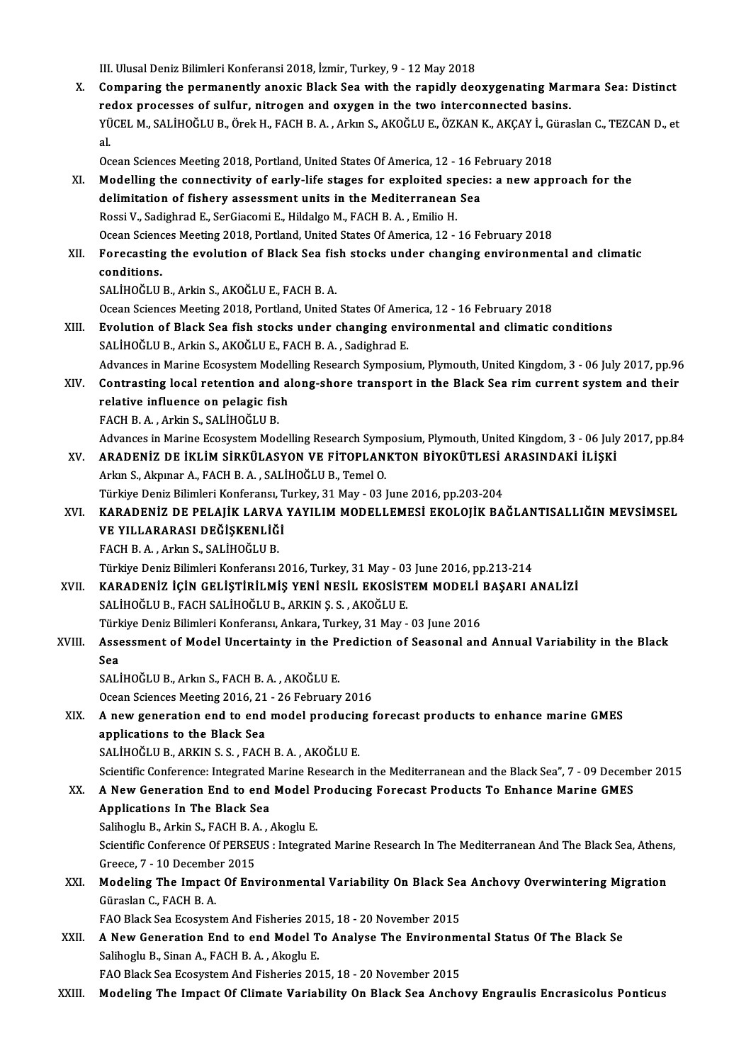III. Ulusal Deniz Bilimleri Konferansi 2018, İzmir, Turkey, 9 - 12 May 2018

X. **Comparing the permanently anoxic Black Sea with the rapidly deoxygenating Marmara Sea: Distinct redox processes of sulfur, nitrogen and oxygen in the two interconnected basins.**
YÜCEL M., SALİHOĞLU B., Örek H., FACH B. A. , Arkın S., AKOĞLU E., ÖZKAN K., AKÇAY İ., Güraslan C., TEZCAN D., et al.
Ocean Sciences Meeting 2018, Portland, United States Of America, 12 - 16 February 2018

XI. **Modelling the connectivity of early-life stages for exploited species: a new approach for the delimitation of fishery assessment units in the Mediterranean Sea**
Rossi V., Sadighrad E., SerGiacomi E., Hildalgo M., FACH B. A. , Emilio H.
Ocean Sciences Meeting 2018, Portland, United States Of America, 12 - 16 February 2018

XII. **Forecasting the evolution of Black Sea fish stocks under changing environmental and climatic conditions.**
SALİHOĞLU B., Arkin S., AKOĞLU E., FACH B. A.
Ocean Sciences Meeting 2018, Portland, United States Of America, 12 - 16 February 2018

XIII. **Evolution of Black Sea fish stocks under changing environmental and climatic conditions**
SALİHOĞLU B., Arkin S., AKOĞLU E., FACH B. A. , Sadighrad E.
Advances in Marine Ecosystem Modelling Research Symposium, Plymouth, United Kingdom, 3 - 06 July 2017, pp.96

XIV. **Contrasting local retention and along-shore transport in the Black Sea rim current system and their relative influence on pelagic fish**
FACH B. A. , Arkin S., SALİHOĞLU B.
Advances in Marine Ecosystem Modelling Research Symposium, Plymouth, United Kingdom, 3 - 06 July 2017, pp.84

XV. **ARADENİZ DE İKLİM SİRKÜLASYON VE FİTOPLANKTON BİYOKÜTLESİ ARASINDAKİ İLİŞKİ**
Arkın S., Akpınar A., FACH B. A. , SALİHOĞLU B., Temel O.
Türkiye Deniz Bilimleri Konferansı, Turkey, 31 May - 03 June 2016, pp.203-204

XVI. **KARADENİZ DE PELAJİK LARVA YAYILIM MODELLEMESİ EKOLOJİK BAĞLANTISALLIĞIN MEVSİMSEL VE YILLARARASI DEĞİŞKENLİĞİ**
FACH B. A. , Arkın S., SALİHOĞLU B.
Türkiye Deniz Bilimleri Konferansı 2016, Turkey, 31 May - 03 June 2016, pp.213-214

XVII. **KARADENİZ İÇİN GELİŞTİRİLMİŞ YENİ NESİL EKOSİSTEM MODELİ BAŞARI ANALİZİ**
SALİHOĞLU B., FACH SALİHOĞLU B., ARKIN Ş. S. , AKOĞLU E.
Türkiye Deniz Bilimleri Konferansı, Ankara, Turkey, 31 May - 03 June 2016

XVIII. **Assessment of Model Uncertainty in the Prediction of Seasonal and Annual Variability in the Black Sea**
SALİHOĞLU B., Arkın S., FACH B. A. , AKOĞLU E.
Ocean Sciences Meeting 2016, 21 - 26 February 2016

XIX. **A new generation end to end model producing forecast products to enhance marine GMES applications to the Black Sea**
SALİHOĞLU B., ARKIN S. S. , FACH B. A. , AKOĞLU E.
Scientific Conference: Integrated Marine Research in the Mediterranean and the Black Sea", 7 - 09 December 2015

XX. **A New Generation End to end Model Producing Forecast Products To Enhance Marine GMES Applications In The Black Sea**
Salihoglu B., Arkin S., FACH B. A. , Akoglu E.
Scientific Conference Of PERSEUS : Integrated Marine Research In The Mediterranean And The Black Sea, Athens, Greece, 7 - 10 December 2015

XXI. **Modeling The Impact Of Environmental Variability On Black Sea Anchovy Overwintering Migration**
Güraslan C., FACH B. A.
FAO Black Sea Ecosystem And Fisheries 2015, 18 - 20 November 2015

XXII. **A New Generation End to end Model To Analyse The Environmental Status Of The Black Se**
Salihoglu B., Sinan A., FACH B. A. , Akoglu E.
FAO Black Sea Ecosystem And Fisheries 2015, 18 - 20 November 2015

XXIII. **Modeling The Impact Of Climate Variability On Black Sea Anchovy Engraulis Encrasicolus Ponticus**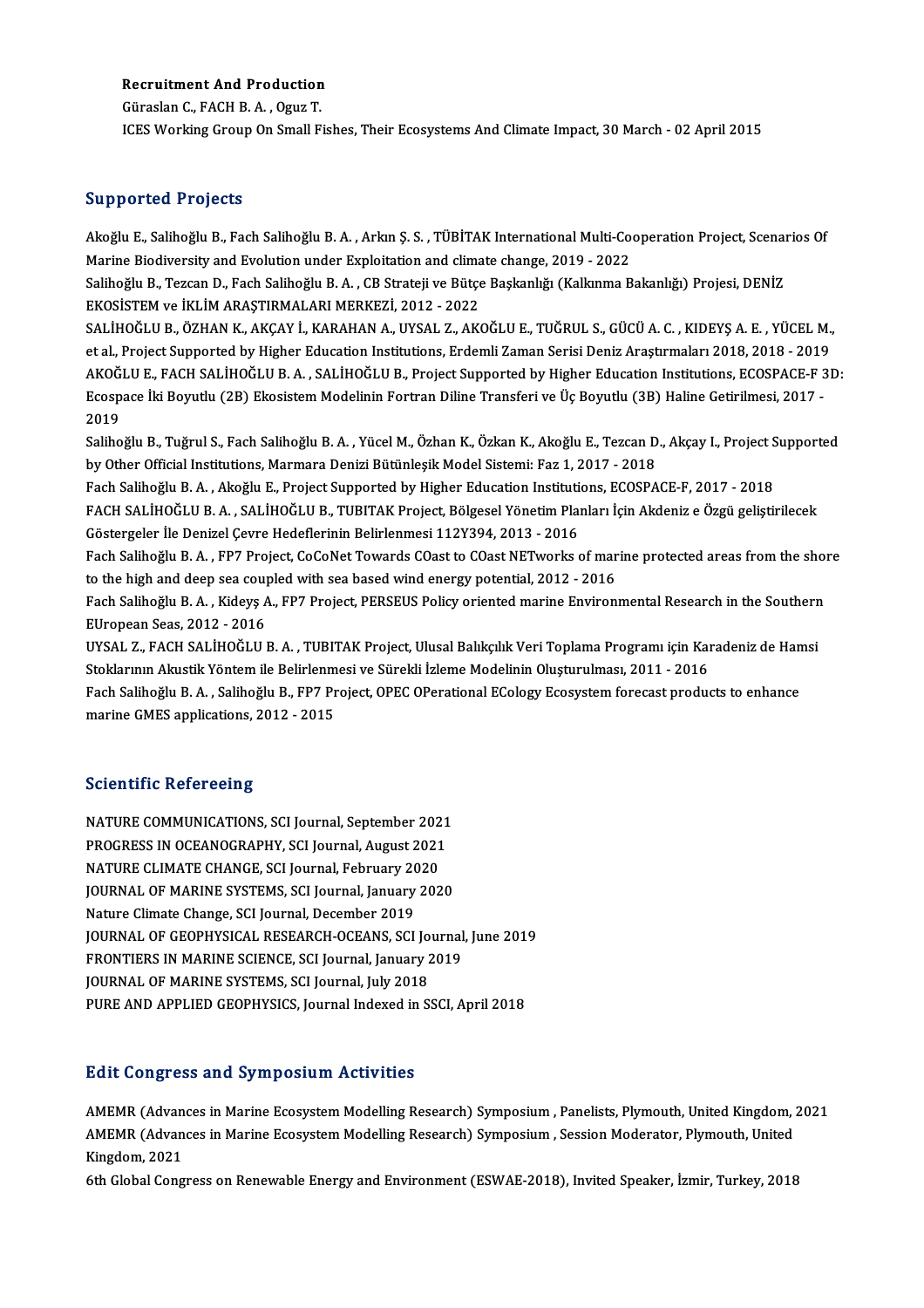**Recruitment And Production**
Güraslan C., FACH B. A. , Oguz T.
ICES Working Group On Small Fishes, Their Ecosystems And Climate Impact, 30 March - 02 April 2015

## Supported Projects

Akoğlu E., Salihoğlu B., Fach Salihoğlu B. A. , Arkın Ş. S. , TÜBİTAK International Multi-Cooperation Project, Scenarios Of Marine Biodiversity and Evolution under Exploitation and climate change, 2019 - 2022

Salihoğlu B., Tezcan D., Fach Salihoğlu B. A. , CB Strateji ve Bütçe Başkanlığı (Kalkınma Bakanlığı) Projesi, DENİZ EKOSİSTEM ve İKLİM ARAŞTIRMALARI MERKEZİ, 2012 - 2022

SALİHOĞLU B., ÖZHAN K., AKÇAY İ., KARAHAN A., UYSAL Z., AKOĞLU E., TUĞRUL S., GÜCÜ A. C. , KIDEYŞ A. E. , YÜCEL M., et al., Project Supported by Higher Education Institutions, Erdemli Zaman Serisi Deniz Araştırmaları 2018, 2018 - 2019

AKOĞLU E., FACH SALİHOĞLU B. A. , SALİHOĞLU B., Project Supported by Higher Education Institutions, ECOSPACE-F 3D: Ecospace İki Boyutlu (2B) Ekosistem Modelinin Fortran Diline Transferi ve Üç Boyutlu (3B) Haline Getirilmesi, 2017 - 2019

Salihoğlu B., Tuğrul S., Fach Salihoğlu B. A. , Yücel M., Özhan K., Özkan K., Akoğlu E., Tezcan D., Akçay I., Project Supported by Other Official Institutions, Marmara Denizi Bütünleşik Model Sistemi: Faz 1, 2017 - 2018

Fach Salihoğlu B. A. , Akoğlu E., Project Supported by Higher Education Institutions, ECOSPACE-F, 2017 - 2018

FACH SALİHOĞLU B. A. , SALİHOĞLU B., TUBITAK Project, Bölgesel Yönetim Planları İçin Akdeniz e Özgü geliştirilecek Göstergeler İle Denizel Çevre Hedeflerinin Belirlenmesi 112Y394, 2013 - 2016

Fach Salihoğlu B. A. , FP7 Project, CoCoNet Towards COast to COast NETworks of marine protected areas from the shore to the high and deep sea coupled with sea based wind energy potential, 2012 - 2016

Fach Salihoğlu B. A. , Kideyş A., FP7 Project, PERSEUS Policy oriented marine Environmental Research in the Southern EUropean Seas, 2012 - 2016

UYSAL Z., FACH SALİHOĞLU B. A. , TUBITAK Project, Ulusal Balıkçılık Veri Toplama Programı için Karadeniz de Hamsi Stoklarının Akustik Yöntem ile Belirlenmesi ve Sürekli İzleme Modelinin Oluşturulması, 2011 - 2016

Fach Salihoğlu B. A. , Salihoğlu B., FP7 Project, OPEC OPerational ECology Ecosystem forecast products to enhance marine GMES applications, 2012 - 2015

## Scientific Refereeing

NATURE COMMUNICATIONS, SCI Journal, September 2021
PROGRESS IN OCEANOGRAPHY, SCI Journal, August 2021
NATURE CLIMATE CHANGE, SCI Journal, February 2020
JOURNAL OF MARINE SYSTEMS, SCI Journal, January 2020
Nature Climate Change, SCI Journal, December 2019
JOURNAL OF GEOPHYSICAL RESEARCH-OCEANS, SCI Journal, June 2019
FRONTIERS IN MARINE SCIENCE, SCI Journal, January 2019
JOURNAL OF MARINE SYSTEMS, SCI Journal, July 2018
PURE AND APPLIED GEOPHYSICS, Journal Indexed in SSCI, April 2018

## Edit Congress and Symposium Activities

AMEMR (Advances in Marine Ecosystem Modelling Research) Symposium , Panelists, Plymouth, United Kingdom, 2021

AMEMR (Advances in Marine Ecosystem Modelling Research) Symposium , Session Moderator, Plymouth, United Kingdom, 2021

6th Global Congress on Renewable Energy and Environment (ESWAE-2018), Invited Speaker, İzmir, Turkey, 2018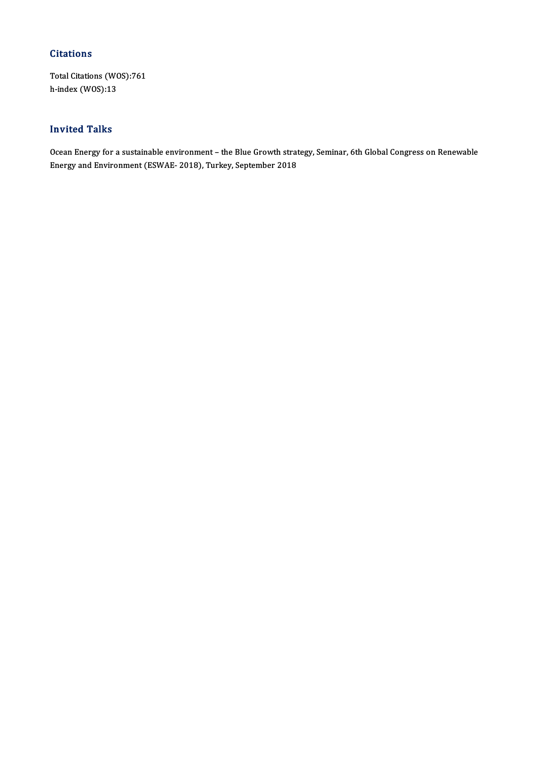## Citations

Total Citations (WOS):761
h-index (WOS):13

## Invited Talks

Ocean Energy for a sustainable environment – the Blue Growth strategy, Seminar, 6th Global Congress on Renewable Energy and Environment (ESWAE- 2018), Turkey, September 2018